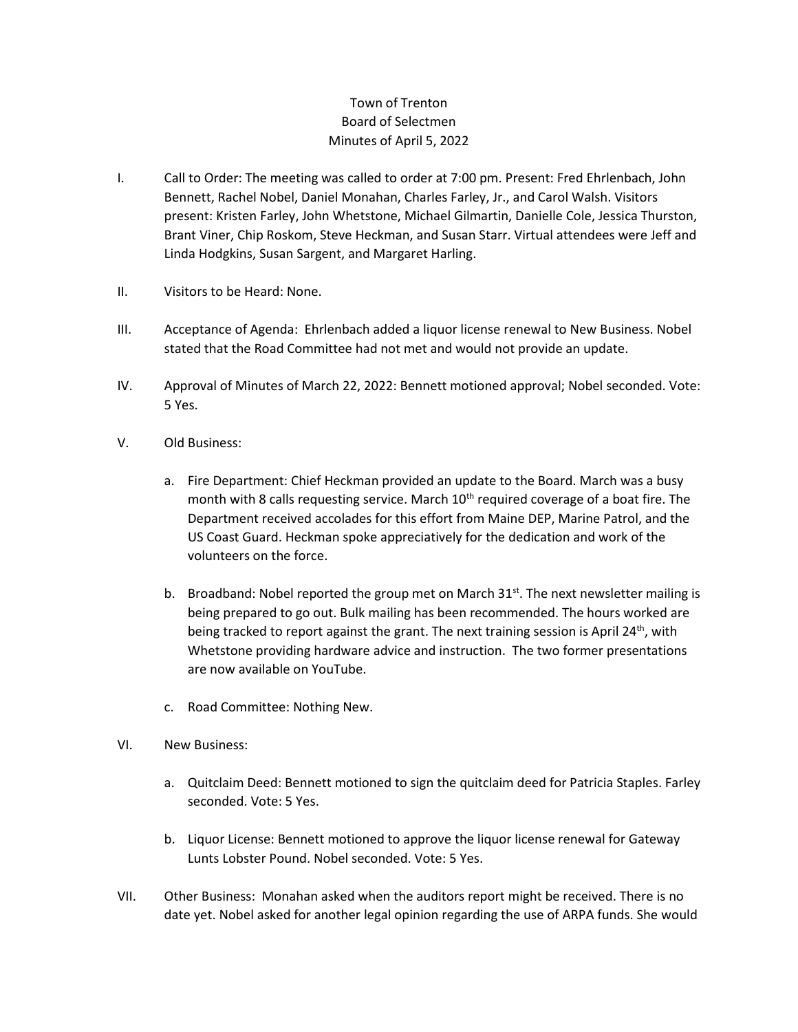# Town of Trenton
## Board of Selectmen
### Minutes of April 5, 2022

I. Call to Order: The meeting was called to order at 7:00 pm. Present: Fred Ehrlenbach, John Bennett, Rachel Nobel, Daniel Monahan, Charles Farley, Jr., and Carol Walsh. Visitors present: Kristen Farley, John Whetstone, Michael Gilmartin, Danielle Cole, Jessica Thurston, Brant Viner, Chip Roskom, Steve Heckman, and Susan Starr. Virtual attendees were Jeff and Linda Hodgkins, Susan Sargent, and Margaret Harling.

II. Visitors to be Heard: None.

III. Acceptance of Agenda: Ehrlenbach added a liquor license renewal to New Business. Nobel stated that the Road Committee had not met and would not provide an update.

IV. Approval of Minutes of March 22, 2022: Bennett motioned approval; Nobel seconded. Vote: 5 Yes.

V. Old Business:

   a. Fire Department: Chief Heckman provided an update to the Board. March was a busy month with 8 calls requesting service. March 10th required coverage of a boat fire. The Department received accolades for this effort from Maine DEP, Marine Patrol, and the US Coast Guard. Heckman spoke appreciatively for the dedication and work of the volunteers on the force.

   b. Broadband: Nobel reported the group met on March 31st. The next newsletter mailing is being prepared to go out. Bulk mailing has been recommended. The hours worked are being tracked to report against the grant. The next training session is April 24th, with Whetstone providing hardware advice and instruction. The two former presentations are now available on YouTube.

   c. Road Committee: Nothing New.

VI. New Business:

   a. Quitclaim Deed: Bennett motioned to sign the quitclaim deed for Patricia Staples. Farley seconded. Vote: 5 Yes.

   b. Liquor License: Bennett motioned to approve the liquor license renewal for Gateway Lunts Lobster Pound. Nobel seconded. Vote: 5 Yes.

VII. Other Business: Monahan asked when the auditors report might be received. There is no date yet. Nobel asked for another legal opinion regarding the use of ARPA funds. She would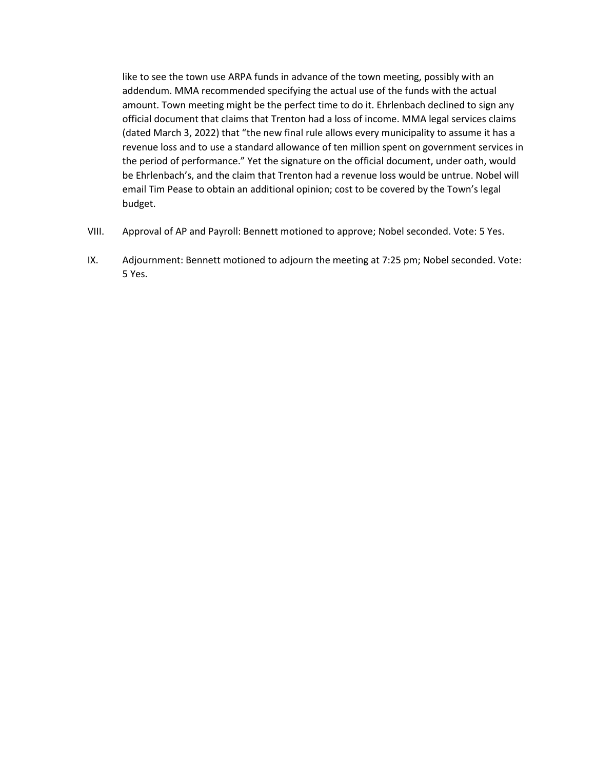like to see the town use ARPA funds in advance of the town meeting, possibly with an addendum. MMA recommended specifying the actual use of the funds with the actual amount. Town meeting might be the perfect time to do it. Ehrlenbach declined to sign any official document that claims that Trenton had a loss of income. MMA legal services claims (dated March 3, 2022) that "the new final rule allows every municipality to assume it has a revenue loss and to use a standard allowance of ten million spent on government services in the period of performance." Yet the signature on the official document, under oath, would be Ehrlenbach's, and the claim that Trenton had a revenue loss would be untrue. Nobel will email Tim Pease to obtain an additional opinion; cost to be covered by the Town's legal budget.

VIII. Approval of AP and Payroll: Bennett motioned to approve; Nobel seconded. Vote: 5 Yes.

IX. Adjournment: Bennett motioned to adjourn the meeting at 7:25 pm; Nobel seconded. Vote: 5 Yes.